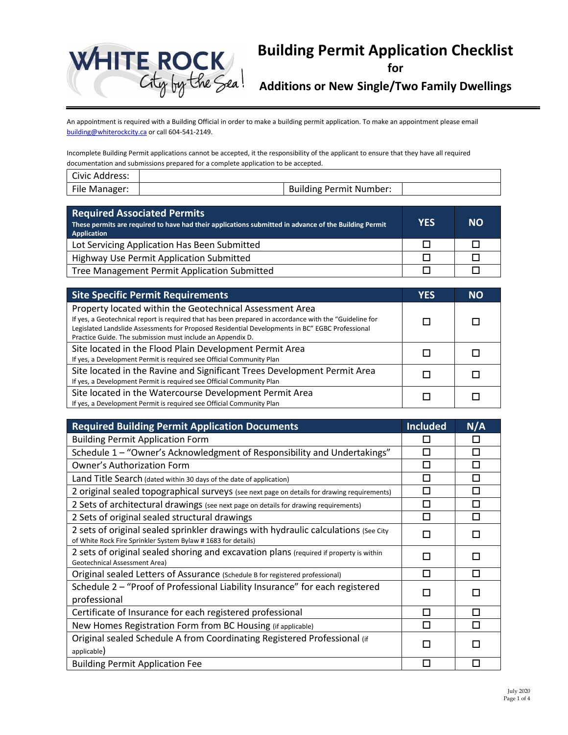# Building Permit Application Checklist

## for

## Additions or New Single/Two Family Dwellings

An appointment is required with a Building Official in order to make a building permit application. To make an appointment please email building@whiterockcity.ca or call 604-541-2149.

Incomplete Building Permit applications cannot be accepted, it the responsibility of the applicant to ensure that they have all required documentation and submissions prepared for a complete application to be accepted.

| Civic Address: | | | |
|---|---|---|---|
| File Manager: | | Building Permit Number: | |

| **Required Associated Permits**<br>**These permits are required to have had their applications submitted in advance of the Building Permit Application** | **YES** | **NO** |
|---|---|---|
| Lot Servicing Application Has Been Submitted | ☐ | ☐ |
| Highway Use Permit Application Submitted | ☐ | ☐ |
| Tree Management Permit Application Submitted | ☐ | ☐ |

| **Site Specific Permit Requirements** | **YES** | **NO** |
|---|---|---|
| Property located within the Geotechnical Assessment Area<br>If yes, a Geotechnical report is required that has been prepared in accordance with the "Guideline for Legislated Landslide Assessments for Proposed Residential Developments in BC" EGBC Professional Practice Guide. The submission must include an Appendix D. | ☐ | ☐ |
| Site located in the Flood Plain Development Permit Area<br>If yes, a Development Permit is required see Official Community Plan | ☐ | ☐ |
| Site located in the Ravine and Significant Trees Development Permit Area<br>If yes, a Development Permit is required see Official Community Plan | ☐ | ☐ |
| Site located in the Watercourse Development Permit Area<br>If yes, a Development Permit is required see Official Community Plan | ☐ | ☐ |

| **Required Building Permit Application Documents** | **Included** | **N/A** |
|---|---|---|
| Building Permit Application Form | ☐ | ☐ |
| Schedule 1 – "Owner's Acknowledgment of Responsibility and Undertakings" | ☐ | ☐ |
| Owner's Authorization Form | ☐ | ☐ |
| Land Title Search (dated within 30 days of the date of application) | ☐ | ☐ |
| 2 original sealed topographical surveys (see next page on details for drawing requirements) | ☐ | ☐ |
| 2 Sets of architectural drawings (see next page on details for drawing requirements) | ☐ | ☐ |
| 2 Sets of original sealed structural drawings | ☐ | ☐ |
| 2 sets of original sealed sprinkler drawings with hydraulic calculations (See City of White Rock Fire Sprinkler System Bylaw # 1683 for details) | ☐ | ☐ |
| 2 sets of original sealed shoring and excavation plans (required if property is within Geotechnical Assessment Area) | ☐ | ☐ |
| Original sealed Letters of Assurance (Schedule B for registered professional) | ☐ | ☐ |
| Schedule 2 – "Proof of Professional Liability Insurance" for each registered professional | ☐ | ☐ |
| Certificate of Insurance for each registered professional | ☐ | ☐ |
| New Homes Registration Form from BC Housing (if applicable) | ☐ | ☐ |
| Original sealed Schedule A from Coordinating Registered Professional (if applicable) | ☐ | ☐ |
| Building Permit Application Fee | ☐ | ☐ |

July 2020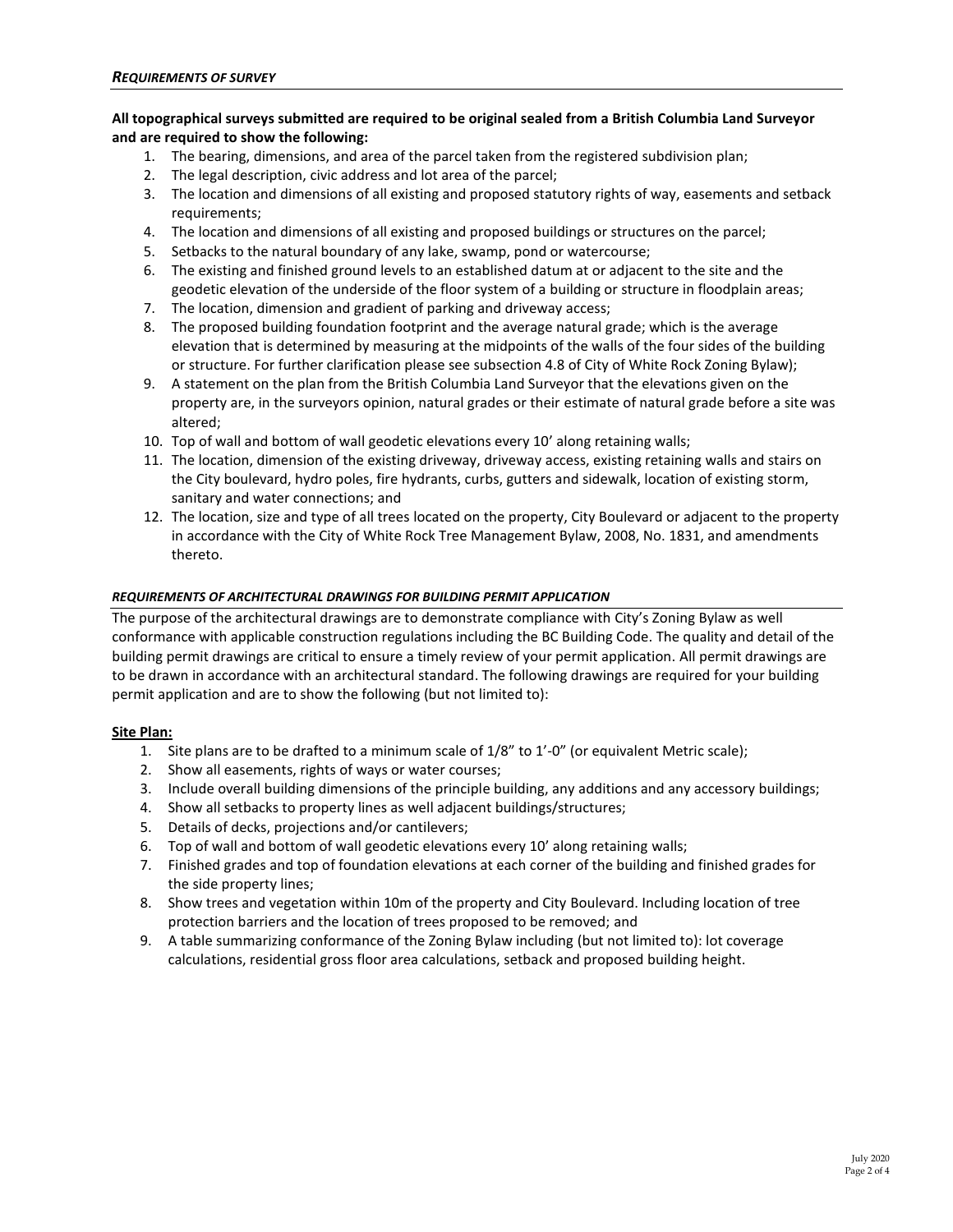### *REQUIREMENTS OF SURVEY*

**All topographical surveys submitted are required to be original sealed from a British Columbia Land Surveyor and are required to show the following:**

1. The bearing, dimensions, and area of the parcel taken from the registered subdivision plan;
2. The legal description, civic address and lot area of the parcel;
3. The location and dimensions of all existing and proposed statutory rights of way, easements and setback requirements;
4. The location and dimensions of all existing and proposed buildings or structures on the parcel;
5. Setbacks to the natural boundary of any lake, swamp, pond or watercourse;
6. The existing and finished ground levels to an established datum at or adjacent to the site and the geodetic elevation of the underside of the floor system of a building or structure in floodplain areas;
7. The location, dimension and gradient of parking and driveway access;
8. The proposed building foundation footprint and the average natural grade; which is the average elevation that is determined by measuring at the midpoints of the walls of the four sides of the building or structure. For further clarification please see subsection 4.8 of City of White Rock Zoning Bylaw);
9. A statement on the plan from the British Columbia Land Surveyor that the elevations given on the property are, in the surveyors opinion, natural grades or their estimate of natural grade before a site was altered;
10. Top of wall and bottom of wall geodetic elevations every 10' along retaining walls;
11. The location, dimension of the existing driveway, driveway access, existing retaining walls and stairs on the City boulevard, hydro poles, fire hydrants, curbs, gutters and sidewalk, location of existing storm, sanitary and water connections; and
12. The location, size and type of all trees located on the property, City Boulevard or adjacent to the property in accordance with the City of White Rock Tree Management Bylaw, 2008, No. 1831, and amendments thereto.

### *REQUIREMENTS OF ARCHITECTURAL DRAWINGS FOR BUILDING PERMIT APPLICATION*

The purpose of the architectural drawings are to demonstrate compliance with City's Zoning Bylaw as well conformance with applicable construction regulations including the BC Building Code. The quality and detail of the building permit drawings are critical to ensure a timely review of your permit application. All permit drawings are to be drawn in accordance with an architectural standard. The following drawings are required for your building permit application and are to show the following (but not limited to):

**Site Plan:**

1. Site plans are to be drafted to a minimum scale of 1/8" to 1'-0" (or equivalent Metric scale);
2. Show all easements, rights of ways or water courses;
3. Include overall building dimensions of the principle building, any additions and any accessory buildings;
4. Show all setbacks to property lines as well adjacent buildings/structures;
5. Details of decks, projections and/or cantilevers;
6. Top of wall and bottom of wall geodetic elevations every 10' along retaining walls;
7. Finished grades and top of foundation elevations at each corner of the building and finished grades for the side property lines;
8. Show trees and vegetation within 10m of the property and City Boulevard. Including location of tree protection barriers and the location of trees proposed to be removed; and
9. A table summarizing conformance of the Zoning Bylaw including (but not limited to): lot coverage calculations, residential gross floor area calculations, setback and proposed building height.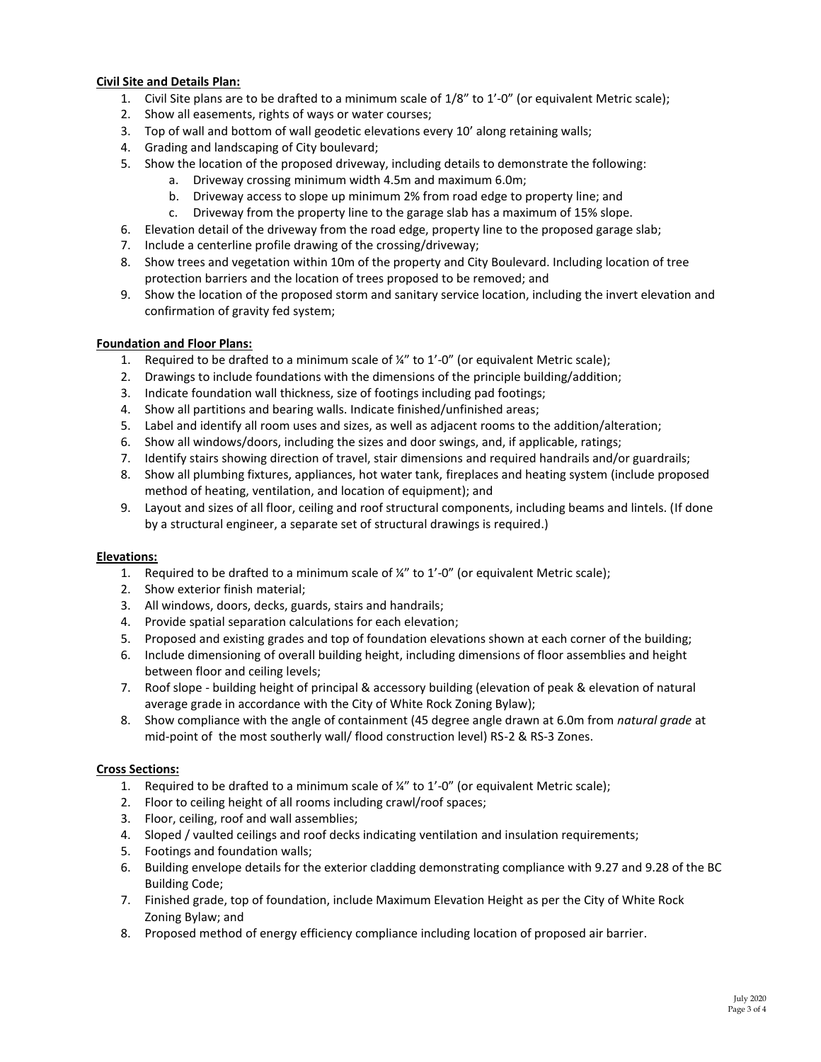**Civil Site and Details Plan:**

1. Civil Site plans are to be drafted to a minimum scale of 1/8" to 1'-0" (or equivalent Metric scale);
2. Show all easements, rights of ways or water courses;
3. Top of wall and bottom of wall geodetic elevations every 10' along retaining walls;
4. Grading and landscaping of City boulevard;
5. Show the location of the proposed driveway, including details to demonstrate the following:
    a. Driveway crossing minimum width 4.5m and maximum 6.0m;
    b. Driveway access to slope up minimum 2% from road edge to property line; and
    c. Driveway from the property line to the garage slab has a maximum of 15% slope.
6. Elevation detail of the driveway from the road edge, property line to the proposed garage slab;
7. Include a centerline profile drawing of the crossing/driveway;
8. Show trees and vegetation within 10m of the property and City Boulevard. Including location of tree protection barriers and the location of trees proposed to be removed; and
9. Show the location of the proposed storm and sanitary service location, including the invert elevation and confirmation of gravity fed system;

**Foundation and Floor Plans:**

1. Required to be drafted to a minimum scale of ¼" to 1'-0" (or equivalent Metric scale);
2. Drawings to include foundations with the dimensions of the principle building/addition;
3. Indicate foundation wall thickness, size of footings including pad footings;
4. Show all partitions and bearing walls. Indicate finished/unfinished areas;
5. Label and identify all room uses and sizes, as well as adjacent rooms to the addition/alteration;
6. Show all windows/doors, including the sizes and door swings, and, if applicable, ratings;
7. Identify stairs showing direction of travel, stair dimensions and required handrails and/or guardrails;
8. Show all plumbing fixtures, appliances, hot water tank, fireplaces and heating system (include proposed method of heating, ventilation, and location of equipment); and
9. Layout and sizes of all floor, ceiling and roof structural components, including beams and lintels. (If done by a structural engineer, a separate set of structural drawings is required.)

**Elevations:**

1. Required to be drafted to a minimum scale of ¼" to 1'-0" (or equivalent Metric scale);
2. Show exterior finish material;
3. All windows, doors, decks, guards, stairs and handrails;
4. Provide spatial separation calculations for each elevation;
5. Proposed and existing grades and top of foundation elevations shown at each corner of the building;
6. Include dimensioning of overall building height, including dimensions of floor assemblies and height between floor and ceiling levels;
7. Roof slope - building height of principal & accessory building (elevation of peak & elevation of natural average grade in accordance with the City of White Rock Zoning Bylaw);
8. Show compliance with the angle of containment (45 degree angle drawn at 6.0m from *natural grade* at mid-point of the most southerly wall/ flood construction level) RS-2 & RS-3 Zones.

**Cross Sections:**

1. Required to be drafted to a minimum scale of ¼" to 1'-0" (or equivalent Metric scale);
2. Floor to ceiling height of all rooms including crawl/roof spaces;
3. Floor, ceiling, roof and wall assemblies;
4. Sloped / vaulted ceilings and roof decks indicating ventilation and insulation requirements;
5. Footings and foundation walls;
6. Building envelope details for the exterior cladding demonstrating compliance with 9.27 and 9.28 of the BC Building Code;
7. Finished grade, top of foundation, include Maximum Elevation Height as per the City of White Rock Zoning Bylaw; and
8. Proposed method of energy efficiency compliance including location of proposed air barrier.

July 2020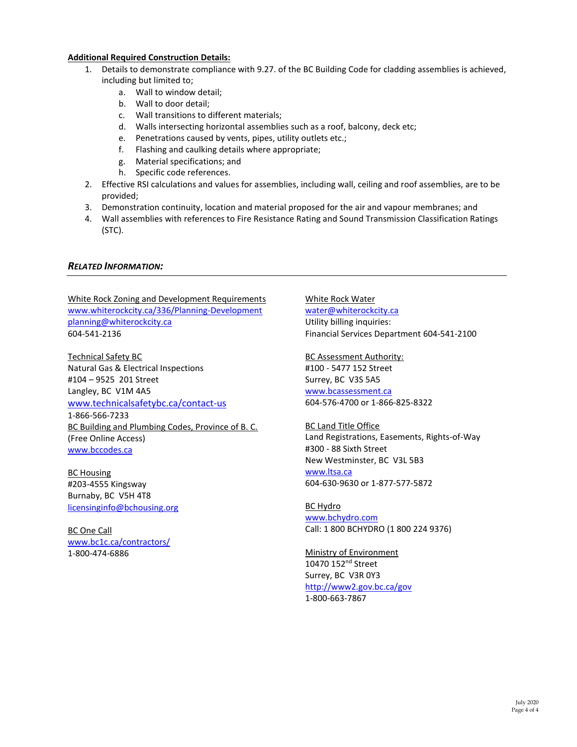**Additional Required Construction Details:**

1. Details to demonstrate compliance with 9.27. of the BC Building Code for cladding assemblies is achieved, including but limited to;
   a. Wall to window detail;
   b. Wall to door detail;
   c. Wall transitions to different materials;
   d. Walls intersecting horizontal assemblies such as a roof, balcony, deck etc;
   e. Penetrations caused by vents, pipes, utility outlets etc.;
   f. Flashing and caulking details where appropriate;
   g. Material specifications; and
   h. Specific code references.
2. Effective RSI calculations and values for assemblies, including wall, ceiling and roof assemblies, are to be provided;
3. Demonstration continuity, location and material proposed for the air and vapour membranes; and
4. Wall assemblies with references to Fire Resistance Rating and Sound Transmission Classification Ratings (STC).

## *RELATED INFORMATION:*

White Rock Zoning and Development Requirements
www.whiterockcity.ca/336/Planning-Development
planning@whiterockcity.ca
604-541-2136

Technical Safety BC
Natural Gas & Electrical Inspections
#104 – 9525 201 Street
Langley, BC V1M 4A5
www.technicalsafetybc.ca/contact-us
1-866-566-7233

BC Building and Plumbing Codes, Province of B. C.
(Free Online Access)
www.bccodes.ca

BC Housing
#203-4555 Kingsway
Burnaby, BC V5H 4T8
licensinginfo@bchousing.org

BC One Call
www.bc1c.ca/contractors/
1-800-474-6886

White Rock Water
water@whiterockcity.ca
Utility billing inquiries:
Financial Services Department 604-541-2100

BC Assessment Authority:
#100 - 5477 152 Street
Surrey, BC V3S 5A5
www.bcassessment.ca
604-576-4700 or 1-866-825-8322

BC Land Title Office
Land Registrations, Easements, Rights-of-Way
#300 - 88 Sixth Street
New Westminster, BC V3L 5B3
www.ltsa.ca
604-630-9630 or 1-877-577-5872

BC Hydro
www.bchydro.com
Call: 1 800 BCHYDRO (1 800 224 9376)

Ministry of Environment
10470 152nd Street
Surrey, BC V3R 0Y3
http://www2.gov.bc.ca/gov
1-800-663-7867

July 2020